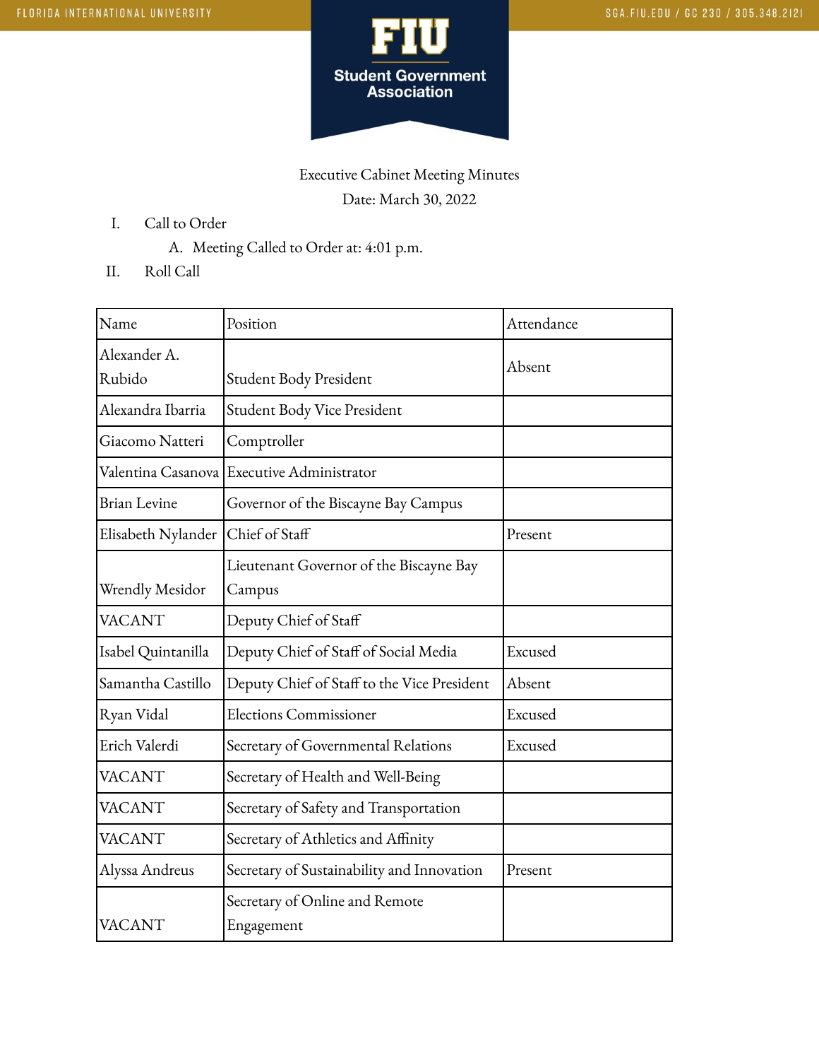FLORIDA INTERNATIONAL UNIVERSITY

SGA.FIU.EDU / GC 230 / 305.348.2121

**FIU Student Government Association**

Executive Cabinet Meeting Minutes

Date: March 30, 2022

I. Call to Order
   A. Meeting Called to Order at: 4:01 p.m.

II. Roll Call

| Name | Position | Attendance |
|---|---|---|
| Alexander A. Rubido | Student Body President | Absent |
| Alexandra Ibarria | Student Body Vice President | |
| Giacomo Natteri | Comptroller | |
| Valentina Casanova | Executive Administrator | |
| Brian Levine | Governor of the Biscayne Bay Campus | |
| Elisabeth Nylander | Chief of Staff | Present |
| Wrendly Mesidor | Lieutenant Governor of the Biscayne Bay Campus | |
| VACANT | Deputy Chief of Staff | |
| Isabel Quintanilla | Deputy Chief of Staff of Social Media | Excused |
| Samantha Castillo | Deputy Chief of Staff to the Vice President | Absent |
| Ryan Vidal | Elections Commissioner | Excused |
| Erich Valerdi | Secretary of Governmental Relations | Excused |
| VACANT | Secretary of Health and Well-Being | |
| VACANT | Secretary of Safety and Transportation | |
| VACANT | Secretary of Athletics and Affinity | |
| Alyssa Andreus | Secretary of Sustainability and Innovation | Present |
| VACANT | Secretary of Online and Remote Engagement | |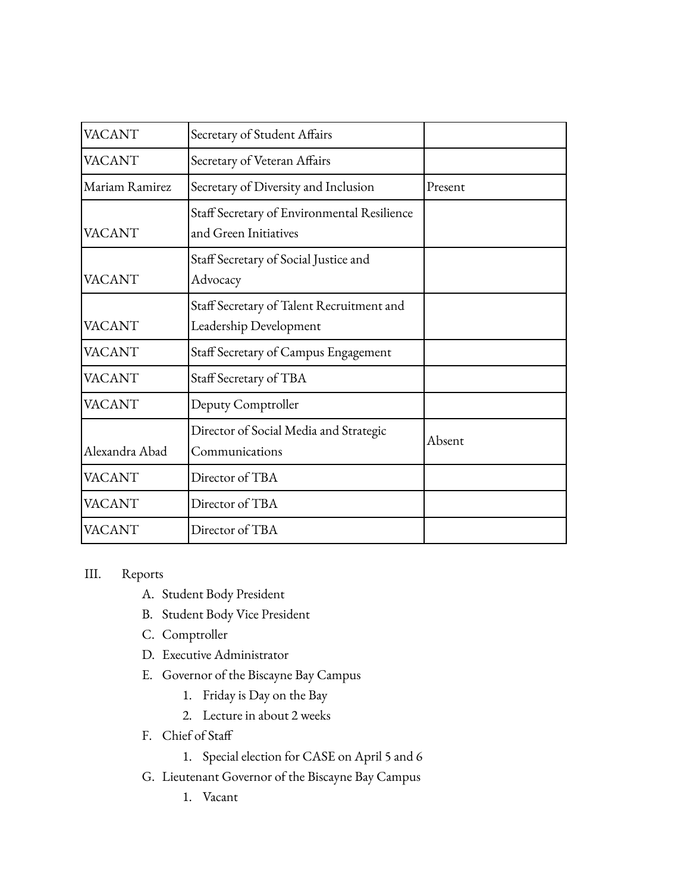| | | |
|---|---|---|
| VACANT | Secretary of Student Affairs | |
| VACANT | Secretary of Veteran Affairs | |
| Mariam Ramirez | Secretary of Diversity and Inclusion | Present |
| VACANT | Staff Secretary of Environmental Resilience and Green Initiatives | |
| VACANT | Staff Secretary of Social Justice and Advocacy | |
| VACANT | Staff Secretary of Talent Recruitment and Leadership Development | |
| VACANT | Staff Secretary of Campus Engagement | |
| VACANT | Staff Secretary of TBA | |
| VACANT | Deputy Comptroller | |
| Alexandra Abad | Director of Social Media and Strategic Communications | Absent |
| VACANT | Director of TBA | |
| VACANT | Director of TBA | |
| VACANT | Director of TBA | |

III. Reports

A. Student Body President

B. Student Body Vice President

C. Comptroller

D. Executive Administrator

E. Governor of the Biscayne Bay Campus

1. Friday is Day on the Bay
2. Lecture in about 2 weeks

F. Chief of Staff

1. Special election for CASE on April 5 and 6

G. Lieutenant Governor of the Biscayne Bay Campus

1. Vacant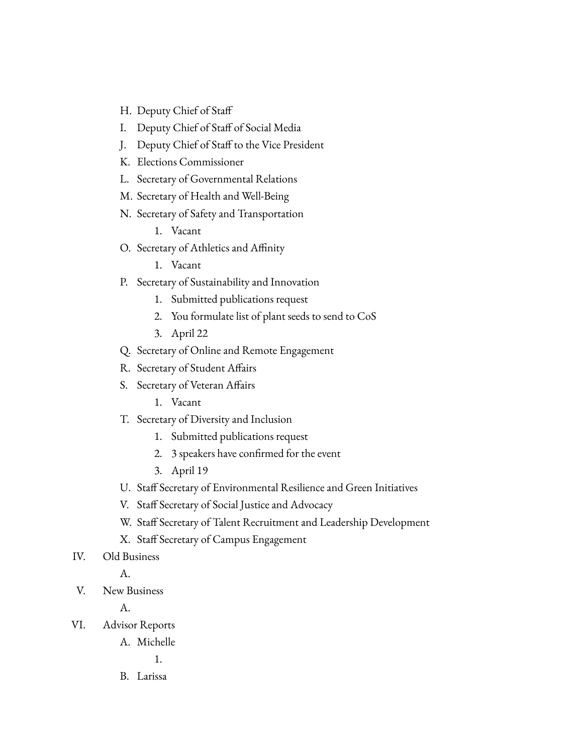- H. Deputy Chief of Staff
- I. Deputy Chief of Staff of Social Media
- J. Deputy Chief of Staff to the Vice President
- K. Elections Commissioner
- L. Secretary of Governmental Relations
- M. Secretary of Health and Well-Being
- N. Secretary of Safety and Transportation
    1. Vacant
- O. Secretary of Athletics and Affinity
    1. Vacant
- P. Secretary of Sustainability and Innovation
    1. Submitted publications request
    2. You formulate list of plant seeds to send to CoS
    3. April 22
- Q. Secretary of Online and Remote Engagement
- R. Secretary of Student Affairs
- S. Secretary of Veteran Affairs
    1. Vacant
- T. Secretary of Diversity and Inclusion
    1. Submitted publications request
    2. 3 speakers have confirmed for the event
    3. April 19
- U. Staff Secretary of Environmental Resilience and Green Initiatives
- V. Staff Secretary of Social Justice and Advocacy
- W. Staff Secretary of Talent Recruitment and Leadership Development
- X. Staff Secretary of Campus Engagement

IV. Old Business
- A.

V. New Business
- A.

VI. Advisor Reports
- A. Michelle
    1.
- B. Larissa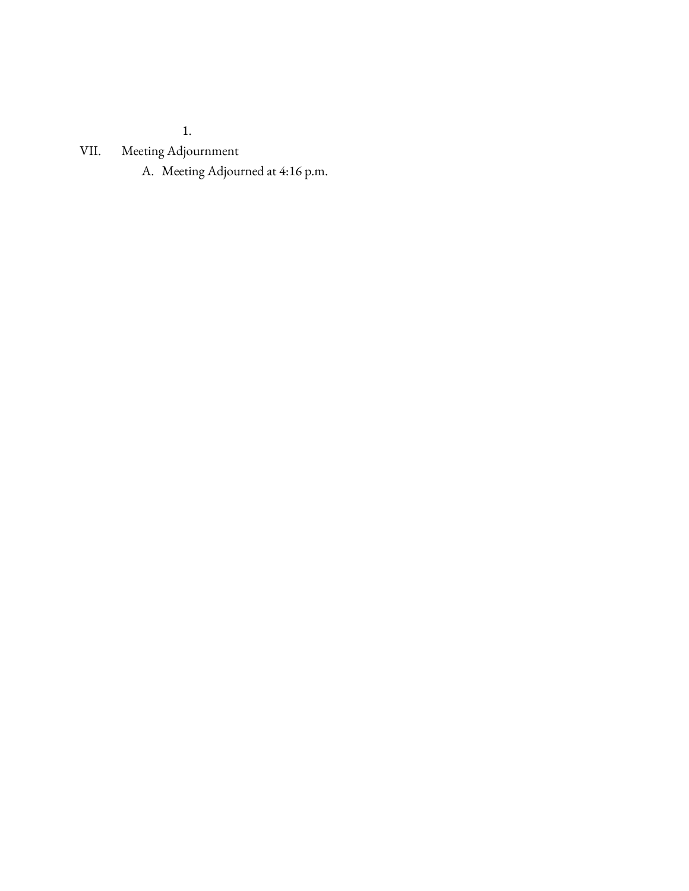1.

VII. Meeting Adjournment

A. Meeting Adjourned at 4:16 p.m.